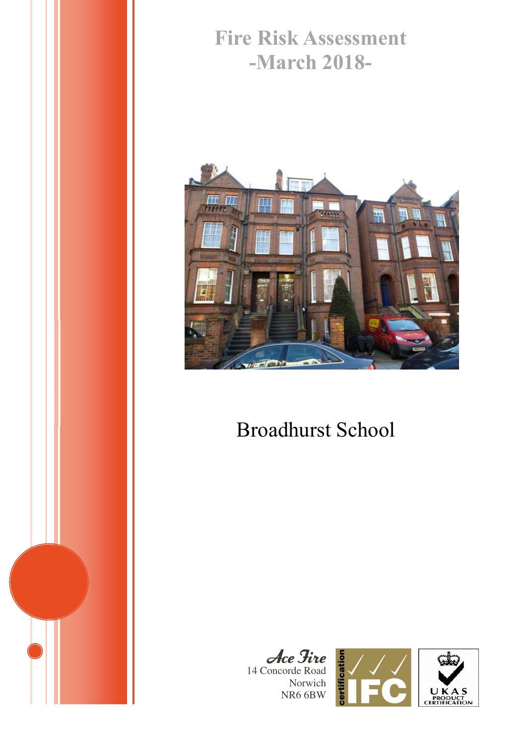# Fire Risk Assessment
# -March 2018-

## Broadhurst School

Ace Fire
14 Concorde Road
Norwich
NR6 6BW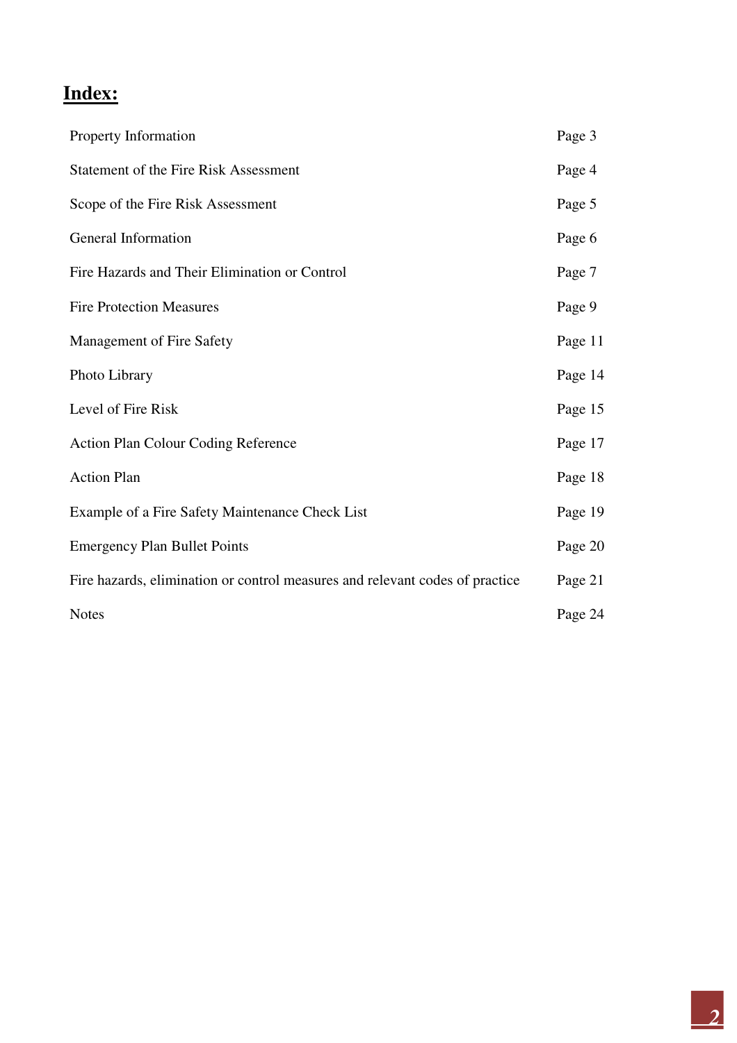## **Index:**

| | |
|---|---|
| Property Information | Page 3 |
| Statement of the Fire Risk Assessment | Page 4 |
| Scope of the Fire Risk Assessment | Page 5 |
| General Information | Page 6 |
| Fire Hazards and Their Elimination or Control | Page 7 |
| Fire Protection Measures | Page 9 |
| Management of Fire Safety | Page 11 |
| Photo Library | Page 14 |
| Level of Fire Risk | Page 15 |
| Action Plan Colour Coding Reference | Page 17 |
| Action Plan | Page 18 |
| Example of a Fire Safety Maintenance Check List | Page 19 |
| Emergency Plan Bullet Points | Page 20 |
| Fire hazards, elimination or control measures and relevant codes of practice | Page 21 |
| Notes | Page 24 |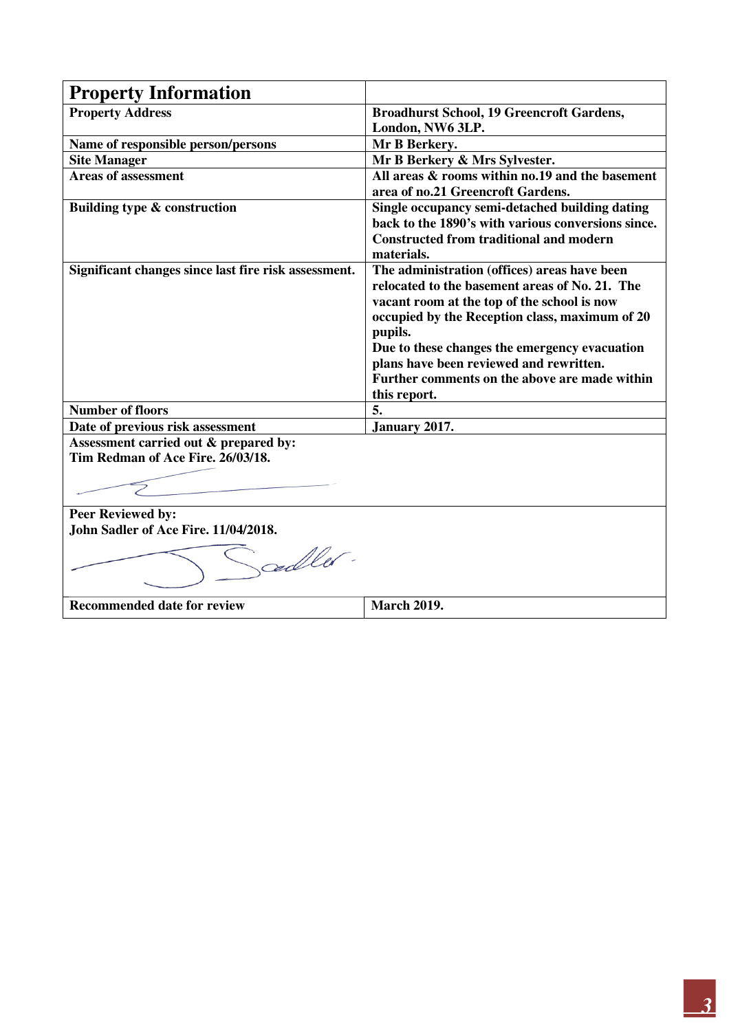| **Property Information** | |
|---|---|
| **Property Address** | **Broadhurst School, 19 Greencroft Gardens, London, NW6 3LP.** |
| **Name of responsible person/persons** | **Mr B Berkery.** |
| **Site Manager** | **Mr B Berkery & Mrs Sylvester.** |
| **Areas of assessment** | **All areas & rooms within no.19 and the basement area of no.21 Greencroft Gardens.** |
| **Building type & construction** | **Single occupancy semi-detached building dating back to the 1890's with various conversions since. Constructed from traditional and modern materials.** |
| **Significant changes since last fire risk assessment.** | **The administration (offices) areas have been relocated to the basement areas of No. 21. The vacant room at the top of the school is now occupied by the Reception class, maximum of 20 pupils.<br>Due to these changes the emergency evacuation plans have been reviewed and rewritten.<br>Further comments on the above are made within this report.** |
| **Number of floors** | **5.** |
| **Date of previous risk assessment** | **January 2017.** |
| **Assessment carried out & prepared by:<br>Tim Redman of Ace Fire. 26/03/18.** | |
| **Peer Reviewed by:<br>John Sadler of Ace Fire. 11/04/2018.** | |
| **Recommended date for review** | **March 2019.** |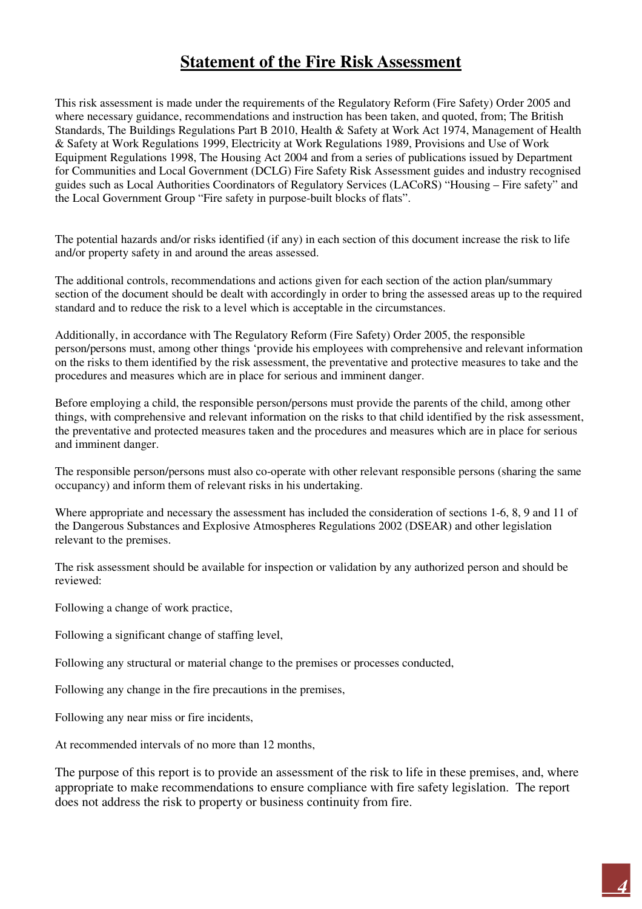# Statement of the Fire Risk Assessment

This risk assessment is made under the requirements of the Regulatory Reform (Fire Safety) Order 2005 and where necessary guidance, recommendations and instruction has been taken, and quoted, from; The British Standards, The Buildings Regulations Part B 2010, Health & Safety at Work Act 1974, Management of Health & Safety at Work Regulations 1999, Electricity at Work Regulations 1989, Provisions and Use of Work Equipment Regulations 1998, The Housing Act 2004 and from a series of publications issued by Department for Communities and Local Government (DCLG) Fire Safety Risk Assessment guides and industry recognised guides such as Local Authorities Coordinators of Regulatory Services (LACoRS) "Housing – Fire safety" and the Local Government Group "Fire safety in purpose-built blocks of flats".

The potential hazards and/or risks identified (if any) in each section of this document increase the risk to life and/or property safety in and around the areas assessed.

The additional controls, recommendations and actions given for each section of the action plan/summary section of the document should be dealt with accordingly in order to bring the assessed areas up to the required standard and to reduce the risk to a level which is acceptable in the circumstances.

Additionally, in accordance with The Regulatory Reform (Fire Safety) Order 2005, the responsible person/persons must, among other things 'provide his employees with comprehensive and relevant information on the risks to them identified by the risk assessment, the preventative and protective measures to take and the procedures and measures which are in place for serious and imminent danger.

Before employing a child, the responsible person/persons must provide the parents of the child, among other things, with comprehensive and relevant information on the risks to that child identified by the risk assessment, the preventative and protected measures taken and the procedures and measures which are in place for serious and imminent danger.

The responsible person/persons must also co-operate with other relevant responsible persons (sharing the same occupancy) and inform them of relevant risks in his undertaking.

Where appropriate and necessary the assessment has included the consideration of sections 1-6, 8, 9 and 11 of the Dangerous Substances and Explosive Atmospheres Regulations 2002 (DSEAR) and other legislation relevant to the premises.

The risk assessment should be available for inspection or validation by any authorized person and should be reviewed:

Following a change of work practice,

Following a significant change of staffing level,

Following any structural or material change to the premises or processes conducted,

Following any change in the fire precautions in the premises,

Following any near miss or fire incidents,

At recommended intervals of no more than 12 months,

The purpose of this report is to provide an assessment of the risk to life in these premises, and, where appropriate to make recommendations to ensure compliance with fire safety legislation. The report does not address the risk to property or business continuity from fire.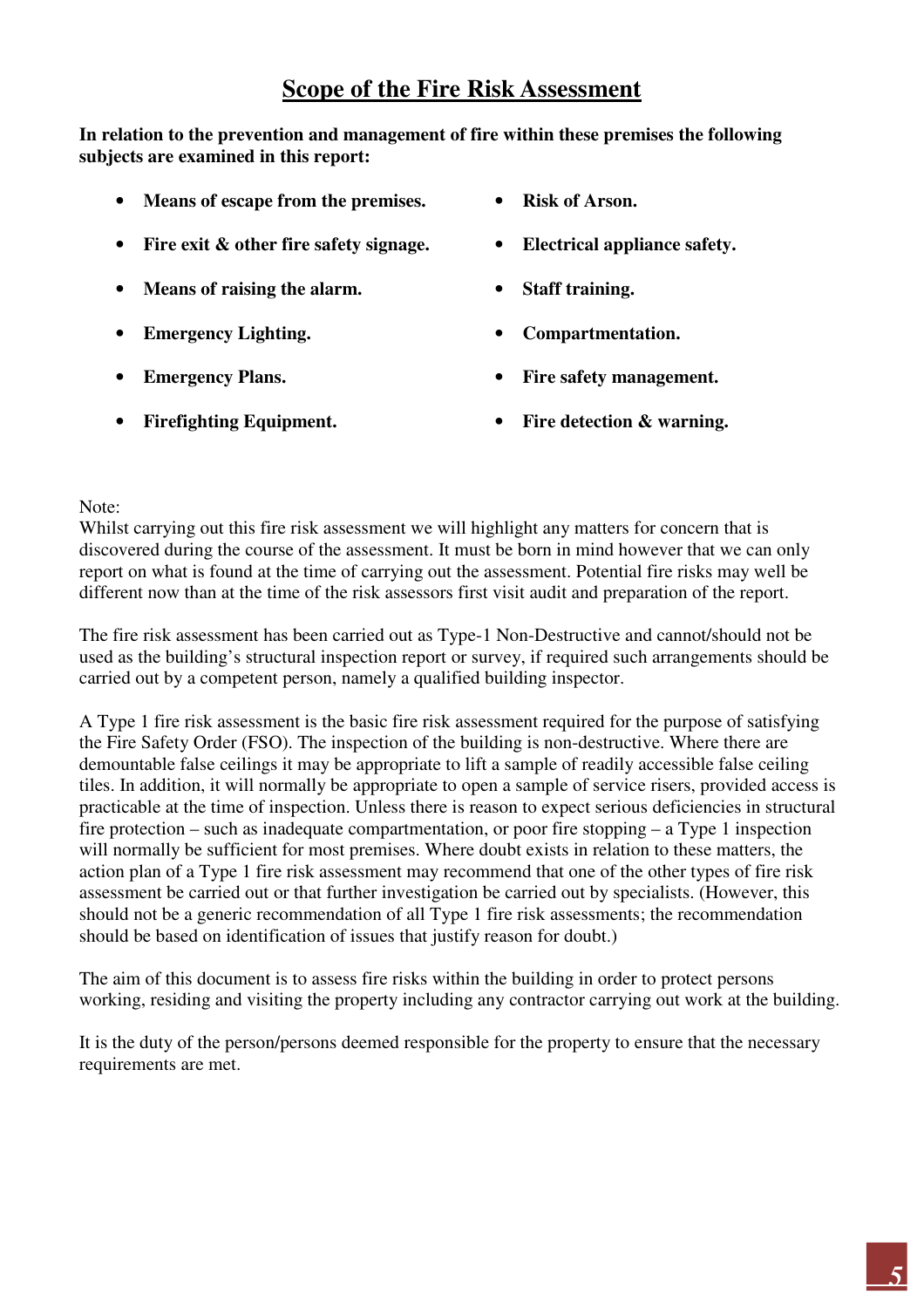# Scope of the Fire Risk Assessment

**In relation to the prevention and management of fire within these premises the following subjects are examined in this report:**

- **Means of escape from the premises.**
- **Fire exit & other fire safety signage.**
- **Means of raising the alarm.**
- **Emergency Lighting.**
- **Emergency Plans.**
- **Firefighting Equipment.**
- **Risk of Arson.**
- **Electrical appliance safety.**
- **Staff training.**
- **Compartmentation.**
- **Fire safety management.**
- **Fire detection & warning.**

Note:
Whilst carrying out this fire risk assessment we will highlight any matters for concern that is discovered during the course of the assessment. It must be born in mind however that we can only report on what is found at the time of carrying out the assessment. Potential fire risks may well be different now than at the time of the risk assessors first visit audit and preparation of the report.

The fire risk assessment has been carried out as Type-1 Non-Destructive and cannot/should not be used as the building's structural inspection report or survey, if required such arrangements should be carried out by a competent person, namely a qualified building inspector.

A Type 1 fire risk assessment is the basic fire risk assessment required for the purpose of satisfying the Fire Safety Order (FSO). The inspection of the building is non-destructive. Where there are demountable false ceilings it may be appropriate to lift a sample of readily accessible false ceiling tiles. In addition, it will normally be appropriate to open a sample of service risers, provided access is practicable at the time of inspection. Unless there is reason to expect serious deficiencies in structural fire protection – such as inadequate compartmentation, or poor fire stopping – a Type 1 inspection will normally be sufficient for most premises. Where doubt exists in relation to these matters, the action plan of a Type 1 fire risk assessment may recommend that one of the other types of fire risk assessment be carried out or that further investigation be carried out by specialists. (However, this should not be a generic recommendation of all Type 1 fire risk assessments; the recommendation should be based on identification of issues that justify reason for doubt.)

The aim of this document is to assess fire risks within the building in order to protect persons working, residing and visiting the property including any contractor carrying out work at the building.

It is the duty of the person/persons deemed responsible for the property to ensure that the necessary requirements are met.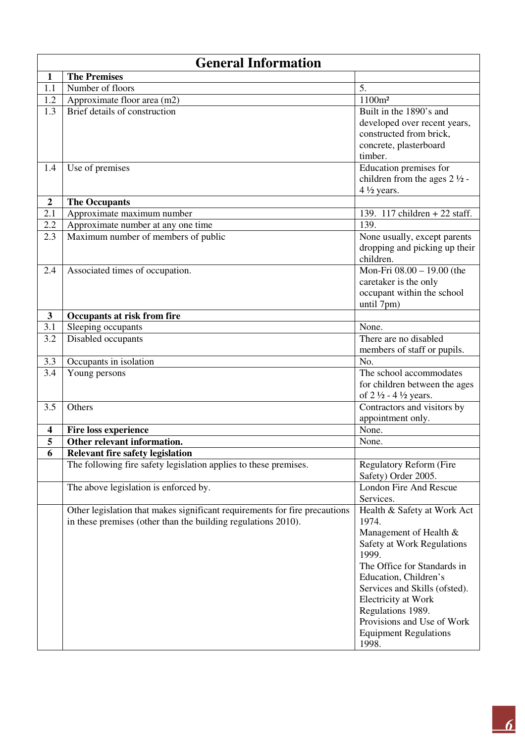## General Information

| | | |
|---|---|---|
| **1** | **The Premises** | |
| 1.1 | Number of floors | 5. |
| 1.2 | Approximate floor area (m2) | 1100m² |
| 1.3 | Brief details of construction | Built in the 1890's and developed over recent years, constructed from brick, concrete, plasterboard timber. |
| 1.4 | Use of premises | Education premises for children from the ages 2 ½ - 4 ½ years. |
| **2** | **The Occupants** | |
| 2.1 | Approximate maximum number | 139. 117 children + 22 staff. |
| 2.2 | Approximate number at any one time | 139. |
| 2.3 | Maximum number of members of public | None usually, except parents dropping and picking up their children. |
| 2.4 | Associated times of occupation. | Mon-Fri 08.00 – 19.00 (the caretaker is the only occupant within the school until 7pm) |
| **3** | **Occupants at risk from fire** | |
| 3.1 | Sleeping occupants | None. |
| 3.2 | Disabled occupants | There are no disabled members of staff or pupils. |
| 3.3 | Occupants in isolation | No. |
| 3.4 | Young persons | The school accommodates for children between the ages of 2 ½ - 4 ½ years. |
| 3.5 | Others | Contractors and visitors by appointment only. |
| **4** | **Fire loss experience** | None. |
| **5** | **Other relevant information.** | None. |
| **6** | **Relevant fire safety legislation** | |
| | The following fire safety legislation applies to these premises. | Regulatory Reform (Fire Safety) Order 2005. |
| | The above legislation is enforced by. | London Fire And Rescue Services. |
| | Other legislation that makes significant requirements for fire precautions in these premises (other than the building regulations 2010). | Health & Safety at Work Act 1974.<br>Management of Health & Safety at Work Regulations 1999.<br>The Office for Standards in Education, Children's Services and Skills (ofsted).<br>Electricity at Work Regulations 1989.<br>Provisions and Use of Work Equipment Regulations 1998. |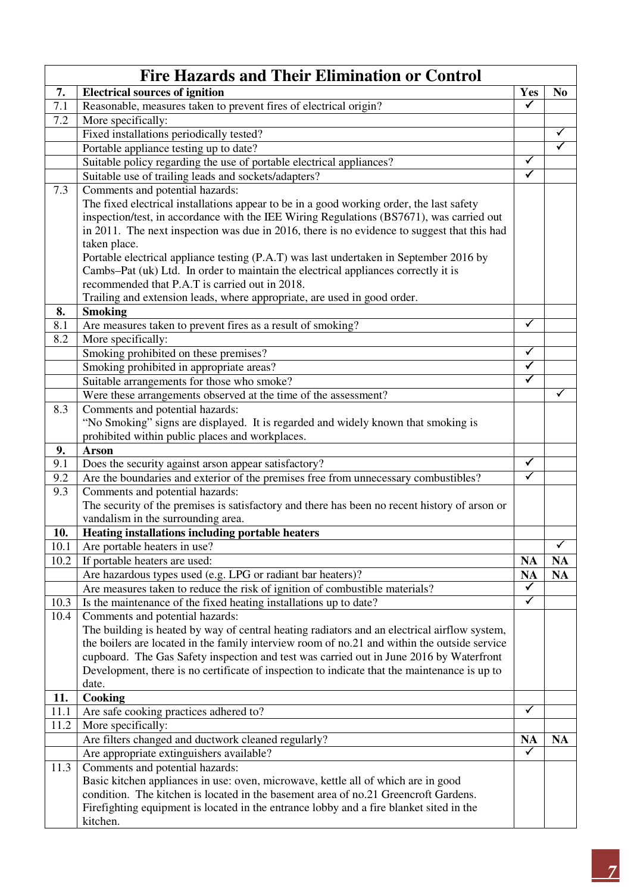| Fire Hazards and Their Elimination or Control | | | |
|---|---|---|---|
| **7.** | **Electrical sources of ignition** | **Yes** | **No** |
| 7.1 | Reasonable, measures taken to prevent fires of electrical origin? | ✓ | |
| 7.2 | More specifically: | | |
| | Fixed installations periodically tested? | | ✓ |
| | Portable appliance testing up to date? | | ✓ |
| | Suitable policy regarding the use of portable electrical appliances? | ✓ | |
| | Suitable use of trailing leads and sockets/adapters? | ✓ | |
| 7.3 | Comments and potential hazards:<br>The fixed electrical installations appear to be in a good working order, the last safety inspection/test, in accordance with the IEE Wiring Regulations (BS7671), was carried out in 2011. The next inspection was due in 2016, there is no evidence to suggest that this had taken place.<br>Portable electrical appliance testing (P.A.T) was last undertaken in September 2016 by Cambs–Pat (uk) Ltd. In order to maintain the electrical appliances correctly it is recommended that P.A.T is carried out in 2018.<br>Trailing and extension leads, where appropriate, are used in good order. | | |
| **8.** | **Smoking** | | |
| 8.1 | Are measures taken to prevent fires as a result of smoking? | ✓ | |
| 8.2 | More specifically: | | |
| | Smoking prohibited on these premises? | ✓ | |
| | Smoking prohibited in appropriate areas? | ✓ | |
| | Suitable arrangements for those who smoke? | ✓ | |
| | Were these arrangements observed at the time of the assessment? | | ✓ |
| 8.3 | Comments and potential hazards:<br>"No Smoking" signs are displayed. It is regarded and widely known that smoking is prohibited within public places and workplaces. | | |
| **9.** | **Arson** | | |
| 9.1 | Does the security against arson appear satisfactory? | ✓ | |
| 9.2 | Are the boundaries and exterior of the premises free from unnecessary combustibles? | ✓ | |
| 9.3 | Comments and potential hazards:<br>The security of the premises is satisfactory and there has been no recent history of arson or vandalism in the surrounding area. | | |
| **10.** | **Heating installations including portable heaters** | | |
| 10.1 | Are portable heaters in use? | | ✓ |
| 10.2 | If portable heaters are used: | **NA** | **NA** |
| | Are hazardous types used (e.g. LPG or radiant bar heaters)? | **NA** | **NA** |
| | Are measures taken to reduce the risk of ignition of combustible materials? | ✓ | |
| 10.3 | Is the maintenance of the fixed heating installations up to date? | ✓ | |
| 10.4 | Comments and potential hazards:<br>The building is heated by way of central heating radiators and an electrical airflow system, the boilers are located in the family interview room of no.21 and within the outside service cupboard. The Gas Safety inspection and test was carried out in June 2016 by Waterfront Development, there is no certificate of inspection to indicate that the maintenance is up to date. | | |
| **11.** | **Cooking** | | |
| 11.1 | Are safe cooking practices adhered to? | ✓ | |
| 11.2 | More specifically: | | |
| | Are filters changed and ductwork cleaned regularly? | **NA** | **NA** |
| | Are appropriate extinguishers available? | ✓ | |
| 11.3 | Comments and potential hazards:<br>Basic kitchen appliances in use: oven, microwave, kettle all of which are in good condition. The kitchen is located in the basement area of no.21 Greencroft Gardens. Firefighting equipment is located in the entrance lobby and a fire blanket sited in the kitchen. | | |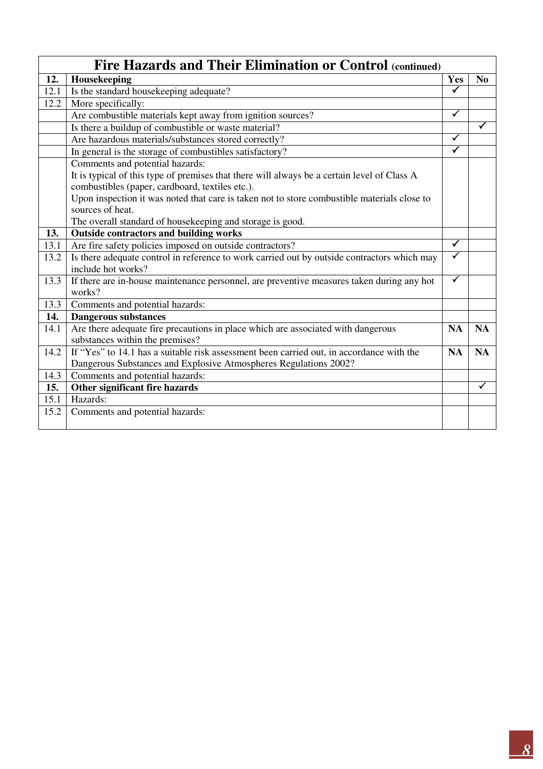| Fire Hazards and Their Elimination or Control (continued) | | | |
|---|---|---|---|
| **12.** | **Housekeeping** | **Yes** | **No** |
| 12.1 | Is the standard housekeeping adequate? | ✓ | |
| 12.2 | More specifically: | | |
| | Are combustible materials kept away from ignition sources? | ✓ | |
| | Is there a buildup of combustible or waste material? | | ✓ |
| | Are hazardous materials/substances stored correctly? | ✓ | |
| | In general is the storage of combustibles satisfactory? | ✓ | |
| | Comments and potential hazards:<br>It is typical of this type of premises that there will always be a certain level of Class A combustibles (paper, cardboard, textiles etc.).<br>Upon inspection it was noted that care is taken not to store combustible materials close to sources of heat.<br>The overall standard of housekeeping and storage is good. | | |
| **13.** | **Outside contractors and building works** | | |
| 13.1 | Are fire safety policies imposed on outside contractors? | ✓ | |
| 13.2 | Is there adequate control in reference to work carried out by outside contractors which may include hot works? | ✓ | |
| 13.3 | If there are in-house maintenance personnel, are preventive measures taken during any hot works? | ✓ | |
| 13.3 | Comments and potential hazards: | | |
| **14.** | **Dangerous substances** | | |
| 14.1 | Are there adequate fire precautions in place which are associated with dangerous substances within the premises? | **NA** | **NA** |
| 14.2 | If "Yes" to 14.1 has a suitable risk assessment been carried out, in accordance with the Dangerous Substances and Explosive Atmospheres Regulations 2002? | **NA** | **NA** |
| 14.3 | Comments and potential hazards: | | |
| **15.** | **Other significant fire hazards** | | ✓ |
| 15.1 | Hazards: | | |
| 15.2 | Comments and potential hazards: | | |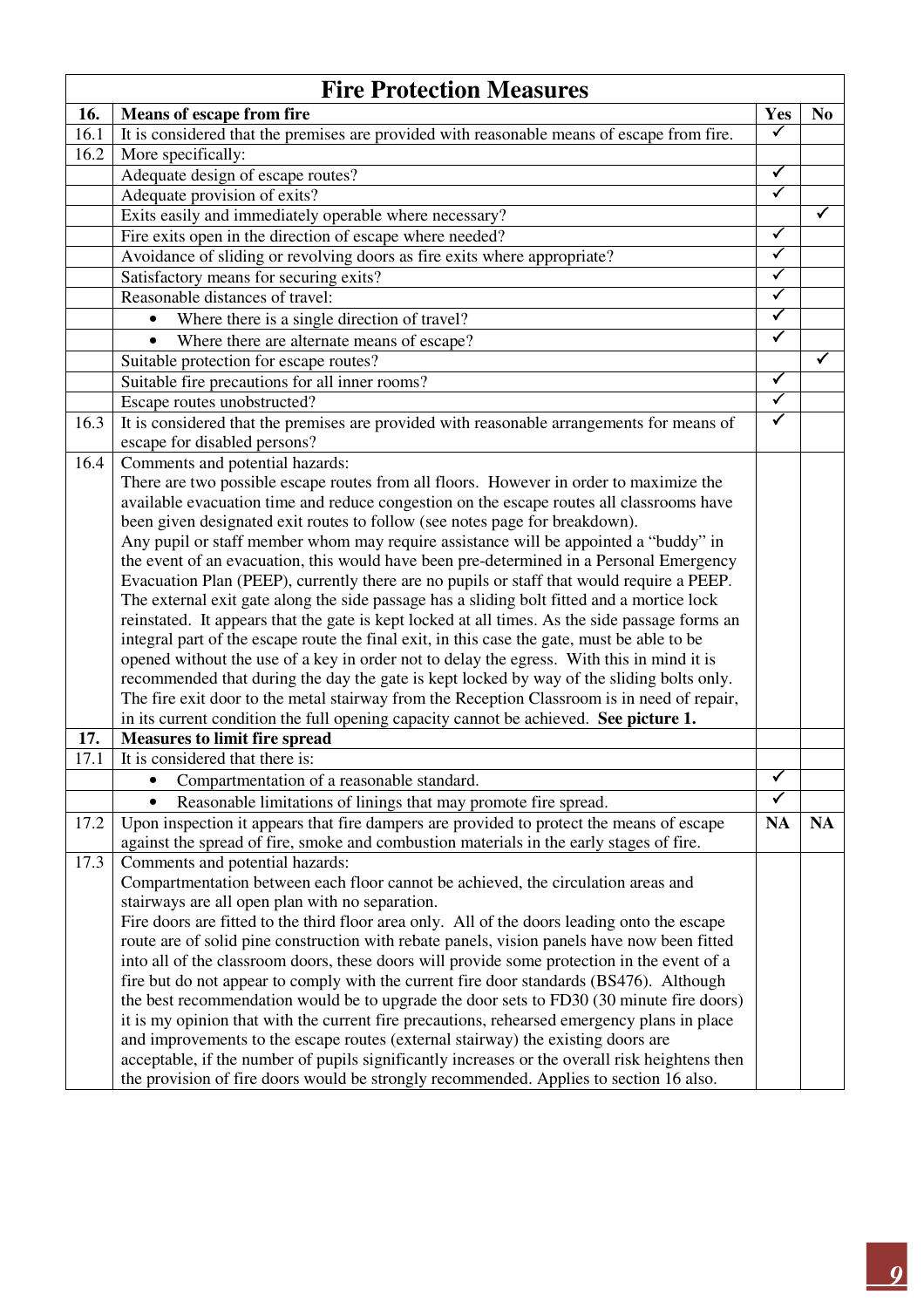| Fire Protection Measures | | | |
|---|---|---|---|
| **16.** | **Means of escape from fire** | **Yes** | **No** |
| 16.1 | It is considered that the premises are provided with reasonable means of escape from fire. | ✓ | |
| 16.2 | More specifically: | | |
| | Adequate design of escape routes? | ✓ | |
| | Adequate provision of exits? | ✓ | |
| | Exits easily and immediately operable where necessary? | | ✓ |
| | Fire exits open in the direction of escape where needed? | ✓ | |
| | Avoidance of sliding or revolving doors as fire exits where appropriate? | ✓ | |
| | Satisfactory means for securing exits? | ✓ | |
| | Reasonable distances of travel: | ✓ | |
| | • Where there is a single direction of travel? | ✓ | |
| | • Where there are alternate means of escape? | ✓ | |
| | Suitable protection for escape routes? | | ✓ |
| | Suitable fire precautions for all inner rooms? | ✓ | |
| | Escape routes unobstructed? | ✓ | |
| 16.3 | It is considered that the premises are provided with reasonable arrangements for means of escape for disabled persons? | ✓ | |
| 16.4 | Comments and potential hazards:<br>There are two possible escape routes from all floors. However in order to maximize the available evacuation time and reduce congestion on the escape routes all classrooms have been given designated exit routes to follow (see notes page for breakdown).<br>Any pupil or staff member whom may require assistance will be appointed a "buddy" in the event of an evacuation, this would have been pre-determined in a Personal Emergency Evacuation Plan (PEEP), currently there are no pupils or staff that would require a PEEP.<br>The external exit gate along the side passage has a sliding bolt fitted and a mortice lock reinstated. It appears that the gate is kept locked at all times. As the side passage forms an integral part of the escape route the final exit, in this case the gate, must be able to be opened without the use of a key in order not to delay the egress. With this in mind it is recommended that during the day the gate is kept locked by way of the sliding bolts only.<br>The fire exit door to the metal stairway from the Reception Classroom is in need of repair, in its current condition the full opening capacity cannot be achieved. **See picture 1.** | | |
| **17.** | **Measures to limit fire spread** | | |
| 17.1 | It is considered that there is: | | |
| | • Compartmentation of a reasonable standard. | ✓ | |
| | • Reasonable limitations of linings that may promote fire spread. | ✓ | |
| 17.2 | Upon inspection it appears that fire dampers are provided to protect the means of escape against the spread of fire, smoke and combustion materials in the early stages of fire. | **NA** | **NA** |
| 17.3 | Comments and potential hazards:<br>Compartmentation between each floor cannot be achieved, the circulation areas and stairways are all open plan with no separation.<br>Fire doors are fitted to the third floor area only. All of the doors leading onto the escape route are of solid pine construction with rebate panels, vision panels have now been fitted into all of the classroom doors, these doors will provide some protection in the event of a fire but do not appear to comply with the current fire door standards (BS476). Although the best recommendation would be to upgrade the door sets to FD30 (30 minute fire doors) it is my opinion that with the current fire precautions, rehearsed emergency plans in place and improvements to the escape routes (external stairway) the existing doors are acceptable, if the number of pupils significantly increases or the overall risk heightens then the provision of fire doors would be strongly recommended. Applies to section 16 also. | | |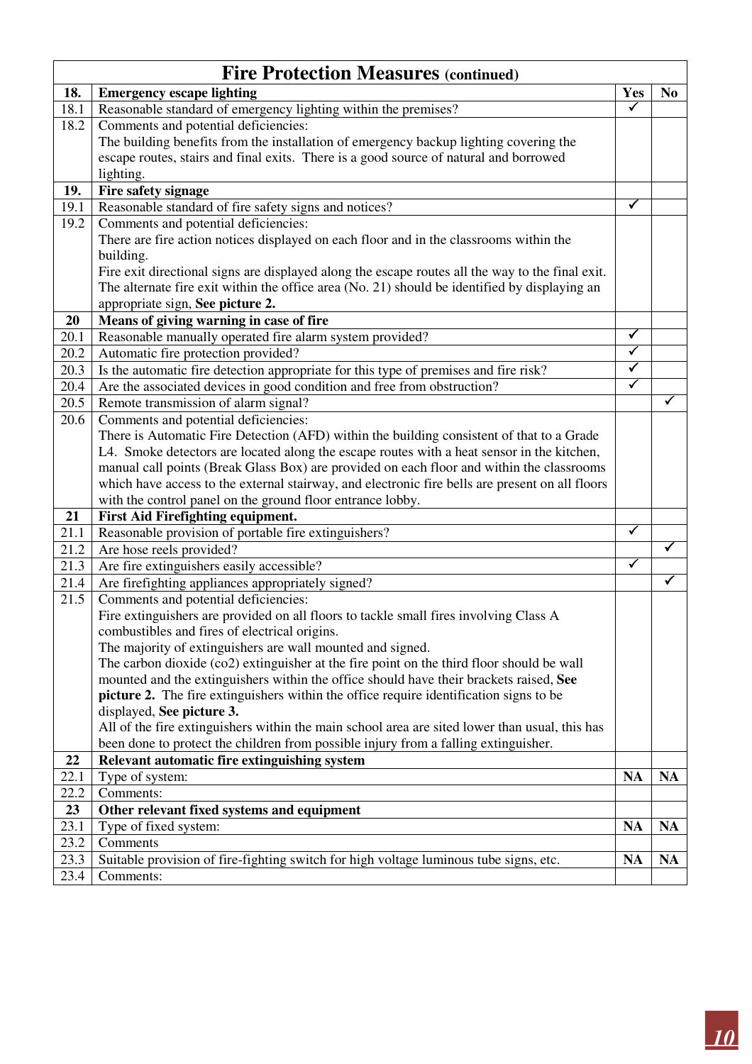| **Fire Protection Measures (continued)** | | | |
|---|---|---|---|
| **18.** | **Emergency escape lighting** | **Yes** | **No** |
| 18.1 | Reasonable standard of emergency lighting within the premises? | ✓ | |
| 18.2 | Comments and potential deficiencies:<br>The building benefits from the installation of emergency backup lighting covering the escape routes, stairs and final exits. There is a good source of natural and borrowed lighting. | | |
| **19.** | **Fire safety signage** | | |
| 19.1 | Reasonable standard of fire safety signs and notices? | ✓ | |
| 19.2 | Comments and potential deficiencies:<br>There are fire action notices displayed on each floor and in the classrooms within the building.<br>Fire exit directional signs are displayed along the escape routes all the way to the final exit. The alternate fire exit within the office area (No. 21) should be identified by displaying an appropriate sign, **See picture 2.** | | |
| **20** | **Means of giving warning in case of fire** | | |
| 20.1 | Reasonable manually operated fire alarm system provided? | ✓ | |
| 20.2 | Automatic fire protection provided? | ✓ | |
| 20.3 | Is the automatic fire detection appropriate for this type of premises and fire risk? | ✓ | |
| 20.4 | Are the associated devices in good condition and free from obstruction? | ✓ | |
| 20.5 | Remote transmission of alarm signal? | | ✓ |
| 20.6 | Comments and potential deficiencies:<br>There is Automatic Fire Detection (AFD) within the building consistent of that to a Grade L4. Smoke detectors are located along the escape routes with a heat sensor in the kitchen, manual call points (Break Glass Box) are provided on each floor and within the classrooms which have access to the external stairway, and electronic fire bells are present on all floors with the control panel on the ground floor entrance lobby. | | |
| **21** | **First Aid Firefighting equipment.** | | |
| 21.1 | Reasonable provision of portable fire extinguishers? | ✓ | |
| 21.2 | Are hose reels provided? | | ✓ |
| 21.3 | Are fire extinguishers easily accessible? | ✓ | |
| 21.4 | Are firefighting appliances appropriately signed? | | ✓ |
| 21.5 | Comments and potential deficiencies:<br>Fire extinguishers are provided on all floors to tackle small fires involving Class A combustibles and fires of electrical origins.<br>The majority of extinguishers are wall mounted and signed.<br>The carbon dioxide (co2) extinguisher at the fire point on the third floor should be wall mounted and the extinguishers within the office should have their brackets raised, **See picture 2.** The fire extinguishers within the office require identification signs to be displayed, **See picture 3.**<br>All of the fire extinguishers within the main school area are sited lower than usual, this has been done to protect the children from possible injury from a falling extinguisher. | | |
| **22** | **Relevant automatic fire extinguishing system** | | |
| 22.1 | Type of system: | **NA** | **NA** |
| 22.2 | Comments: | | |
| **23** | **Other relevant fixed systems and equipment** | | |
| 23.1 | Type of fixed system: | **NA** | **NA** |
| 23.2 | Comments | | |
| 23.3 | Suitable provision of fire-fighting switch for high voltage luminous tube signs, etc. | **NA** | **NA** |
| 23.4 | Comments: | | |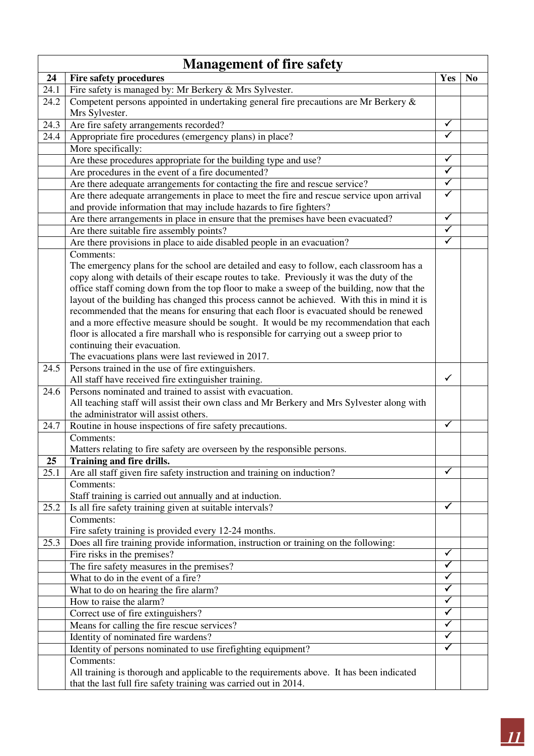| Management of fire safety | | | |
|---|---|---|---|
| **24** | **Fire safety procedures** | **Yes** | **No** |
| 24.1 | Fire safety is managed by: Mr Berkery & Mrs Sylvester. | | |
| 24.2 | Competent persons appointed in undertaking general fire precautions are Mr Berkery & Mrs Sylvester. | | |
| 24.3 | Are fire safety arrangements recorded? | ✓ | |
| 24.4 | Appropriate fire procedures (emergency plans) in place? | ✓ | |
| | More specifically: | | |
| | Are these procedures appropriate for the building type and use? | ✓ | |
| | Are procedures in the event of a fire documented? | ✓ | |
| | Are there adequate arrangements for contacting the fire and rescue service? | ✓ | |
| | Are there adequate arrangements in place to meet the fire and rescue service upon arrival and provide information that may include hazards to fire fighters? | ✓ | |
| | Are there arrangements in place in ensure that the premises have been evacuated? | ✓ | |
| | Are there suitable fire assembly points? | ✓ | |
| | Are there provisions in place to aide disabled people in an evacuation? | ✓ | |
| | Comments:<br>The emergency plans for the school are detailed and easy to follow, each classroom has a copy along with details of their escape routes to take. Previously it was the duty of the office staff coming down from the top floor to make a sweep of the building, now that the layout of the building has changed this process cannot be achieved. With this in mind it is recommended that the means for ensuring that each floor is evacuated should be renewed and a more effective measure should be sought. It would be my recommendation that each floor is allocated a fire marshall who is responsible for carrying out a sweep prior to continuing their evacuation.<br>The evacuations plans were last reviewed in 2017. | | |
| 24.5 | Persons trained in the use of fire extinguishers.<br>All staff have received fire extinguisher training. | ✓ | |
| 24.6 | Persons nominated and trained to assist with evacuation.<br>All teaching staff will assist their own class and Mr Berkery and Mrs Sylvester along with the administrator will assist others. | | |
| 24.7 | Routine in house inspections of fire safety precautions. | ✓ | |
| | Comments:<br>Matters relating to fire safety are overseen by the responsible persons. | | |
| **25** | **Training and fire drills.** | | |
| 25.1 | Are all staff given fire safety instruction and training on induction? | ✓ | |
| | Comments:<br>Staff training is carried out annually and at induction. | | |
| 25.2 | Is all fire safety training given at suitable intervals? | ✓ | |
| | Comments:<br>Fire safety training is provided every 12-24 months. | | |
| 25.3 | Does all fire training provide information, instruction or training on the following: | | |
| | Fire risks in the premises? | ✓ | |
| | The fire safety measures in the premises? | ✓ | |
| | What to do in the event of a fire? | ✓ | |
| | What to do on hearing the fire alarm? | ✓ | |
| | How to raise the alarm? | ✓ | |
| | Correct use of fire extinguishers? | ✓ | |
| | Means for calling the fire rescue services? | ✓ | |
| | Identity of nominated fire wardens? | ✓ | |
| | Identity of persons nominated to use firefighting equipment? | ✓ | |
| | Comments:<br>All training is thorough and applicable to the requirements above. It has been indicated that the last full fire safety training was carried out in 2014. | | |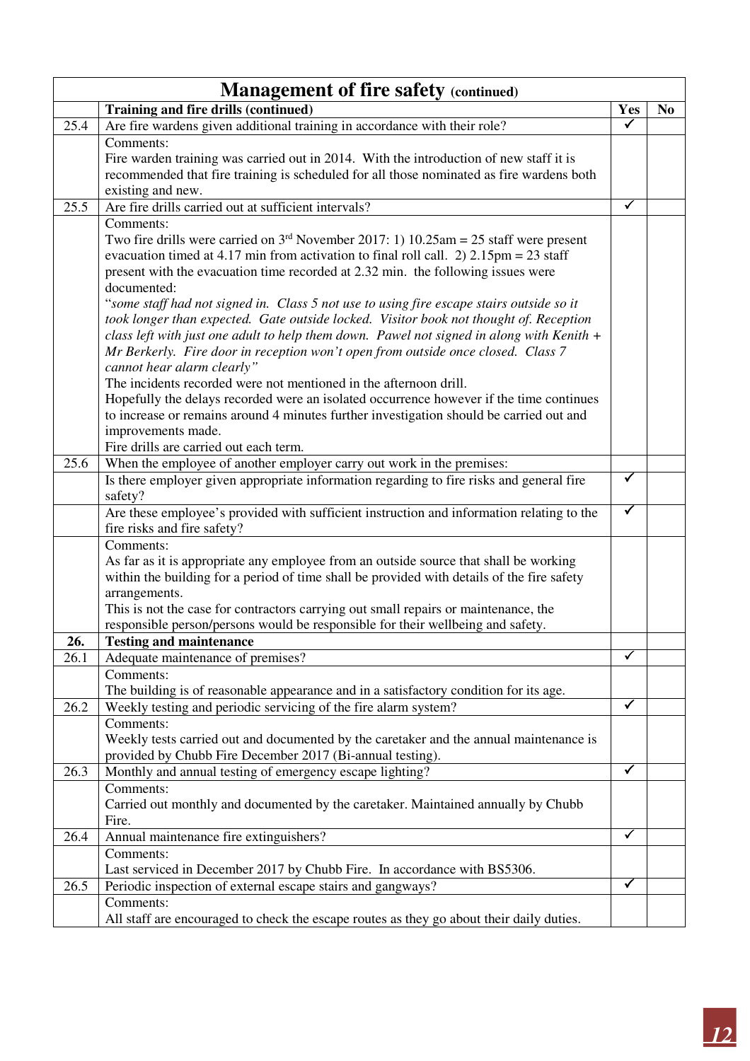## Management of fire safety (continued)

| | Training and fire drills (continued) | Yes | No |
|---|---|---|---|
| 25.4 | Are fire wardens given additional training in accordance with their role? | ✓ | |
| | Comments:<br>Fire warden training was carried out in 2014. With the introduction of new staff it is recommended that fire training is scheduled for all those nominated as fire wardens both existing and new. | | |
| 25.5 | Are fire drills carried out at sufficient intervals? | ✓ | |
| | Comments:<br>Two fire drills were carried on 3rd November 2017: 1) 10.25am = 25 staff were present evacuation timed at 4.17 min from activation to final roll call. 2) 2.15pm = 23 staff present with the evacuation time recorded at 2.32 min. the following issues were documented:<br>"*some staff had not signed in. Class 5 not use to using fire escape stairs outside so it took longer than expected. Gate outside locked. Visitor book not thought of. Reception class left with just one adult to help them down. Pawel not signed in along with Kenith + Mr Berkerly. Fire door in reception won't open from outside once closed. Class 7 cannot hear alarm clearly*"<br>The incidents recorded were not mentioned in the afternoon drill.<br>Hopefully the delays recorded were an isolated occurrence however if the time continues to increase or remains around 4 minutes further investigation should be carried out and improvements made.<br>Fire drills are carried out each term. | | |
| 25.6 | When the employee of another employer carry out work in the premises: | | |
| | Is there employer given appropriate information regarding to fire risks and general fire safety? | ✓ | |
| | Are these employee's provided with sufficient instruction and information relating to the fire risks and fire safety? | ✓ | |
| | Comments:<br>As far as it is appropriate any employee from an outside source that shall be working within the building for a period of time shall be provided with details of the fire safety arrangements.<br>This is not the case for contractors carrying out small repairs or maintenance, the responsible person/persons would be responsible for their wellbeing and safety. | | |
| **26.** | **Testing and maintenance** | | |
| 26.1 | Adequate maintenance of premises? | ✓ | |
| | Comments:<br>The building is of reasonable appearance and in a satisfactory condition for its age. | | |
| 26.2 | Weekly testing and periodic servicing of the fire alarm system? | ✓ | |
| | Comments:<br>Weekly tests carried out and documented by the caretaker and the annual maintenance is provided by Chubb Fire December 2017 (Bi-annual testing). | | |
| 26.3 | Monthly and annual testing of emergency escape lighting? | ✓ | |
| | Comments:<br>Carried out monthly and documented by the caretaker. Maintained annually by Chubb Fire. | | |
| 26.4 | Annual maintenance fire extinguishers? | ✓ | |
| | Comments:<br>Last serviced in December 2017 by Chubb Fire. In accordance with BS5306. | | |
| 26.5 | Periodic inspection of external escape stairs and gangways? | ✓ | |
| | Comments:<br>All staff are encouraged to check the escape routes as they go about their daily duties. | | |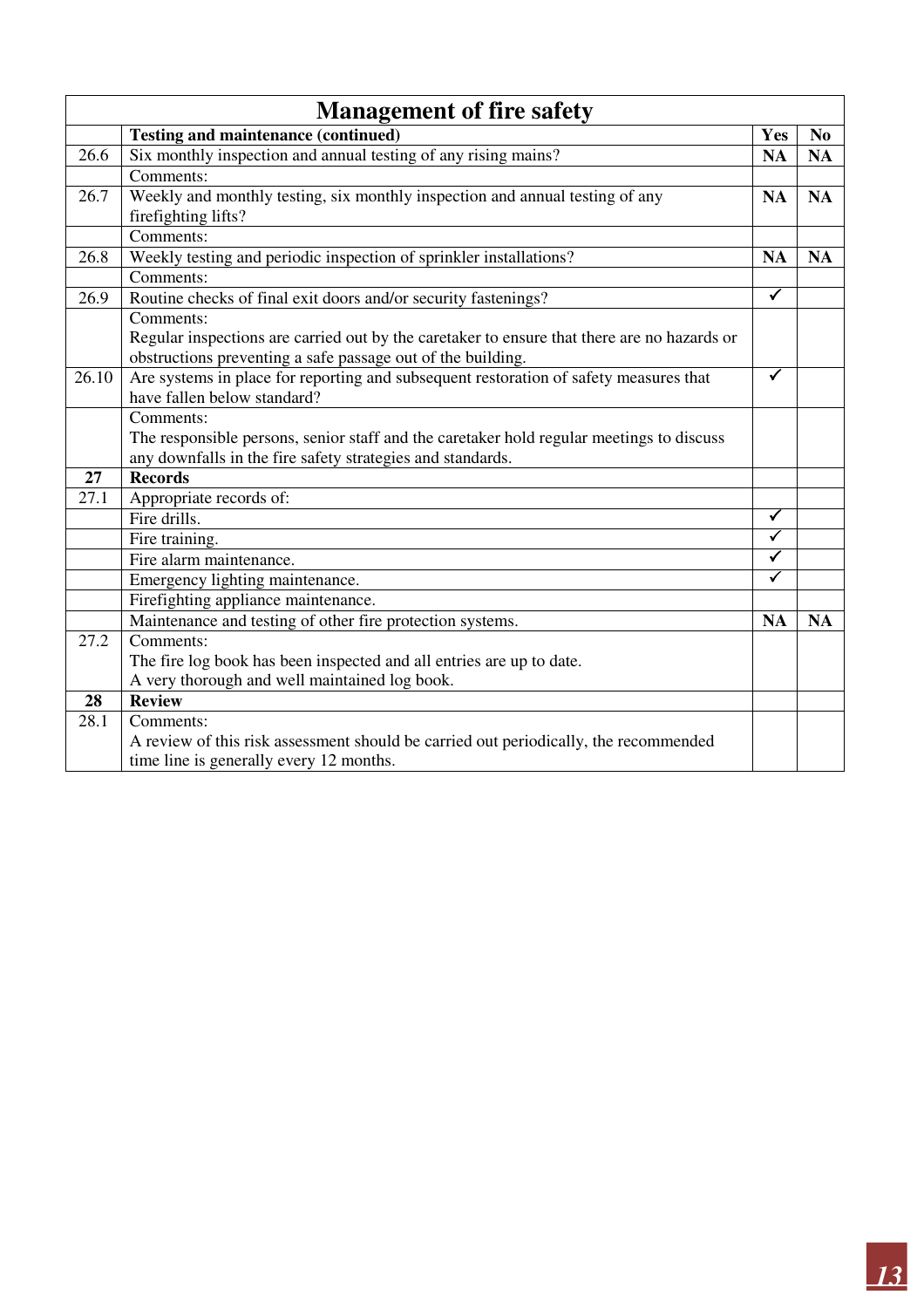| Management of fire safety | | | |
|---|---|---|---|
| | **Testing and maintenance (continued)** | **Yes** | **No** |
| 26.6 | Six monthly inspection and annual testing of any rising mains? | **NA** | **NA** |
| | Comments: | | |
| 26.7 | Weekly and monthly testing, six monthly inspection and annual testing of any firefighting lifts? | **NA** | **NA** |
| | Comments: | | |
| 26.8 | Weekly testing and periodic inspection of sprinkler installations? | **NA** | **NA** |
| | Comments: | | |
| 26.9 | Routine checks of final exit doors and/or security fastenings? | ✓ | |
| | Comments:<br>Regular inspections are carried out by the caretaker to ensure that there are no hazards or obstructions preventing a safe passage out of the building. | | |
| 26.10 | Are systems in place for reporting and subsequent restoration of safety measures that have fallen below standard? | ✓ | |
| | Comments:<br>The responsible persons, senior staff and the caretaker hold regular meetings to discuss any downfalls in the fire safety strategies and standards. | | |
| **27** | **Records** | | |
| 27.1 | Appropriate records of: | | |
| | Fire drills. | ✓ | |
| | Fire training. | ✓ | |
| | Fire alarm maintenance. | ✓ | |
| | Emergency lighting maintenance. | ✓ | |
| | Firefighting appliance maintenance. | | |
| | Maintenance and testing of other fire protection systems. | **NA** | **NA** |
| 27.2 | Comments:<br>The fire log book has been inspected and all entries are up to date.<br>A very thorough and well maintained log book. | | |
| **28** | **Review** | | |
| 28.1 | Comments:<br>A review of this risk assessment should be carried out periodically, the recommended time line is generally every 12 months. | | |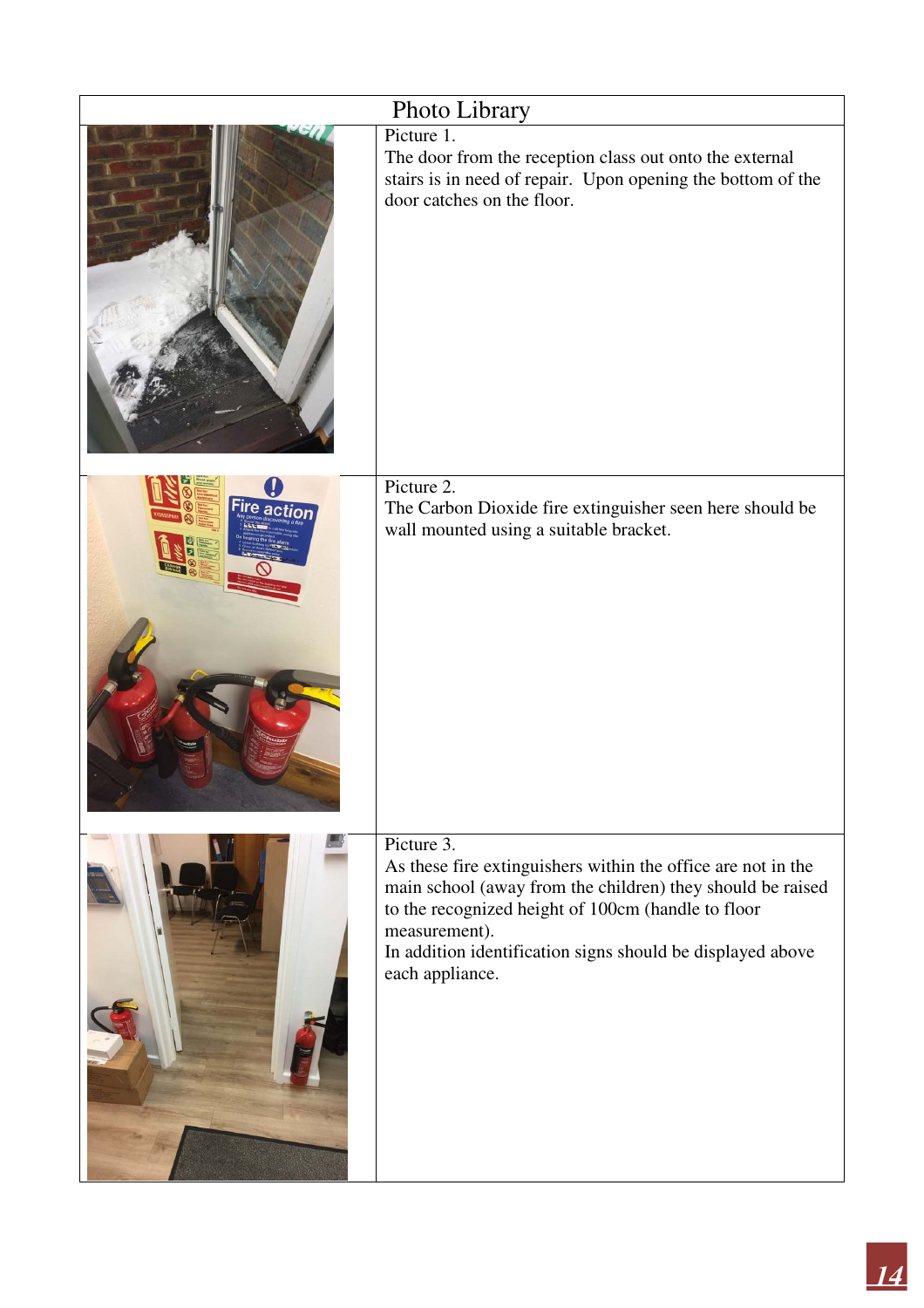# Photo Library

| | |
|---|---|
| | Picture 1.<br>The door from the reception class out onto the external stairs is in need of repair. Upon opening the bottom of the door catches on the floor. |
| | Picture 2.<br>The Carbon Dioxide fire extinguisher seen here should be wall mounted using a suitable bracket. |
| | Picture 3.<br>As these fire extinguishers within the office are not in the main school (away from the children) they should be raised to the recognized height of 100cm (handle to floor measurement).<br>In addition identification signs should be displayed above each appliance. |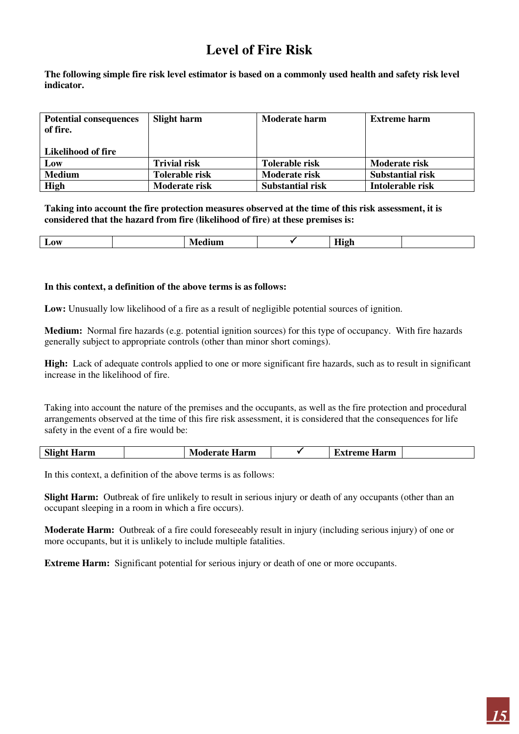# Level of Fire Risk

**The following simple fire risk level estimator is based on a commonly used health and safety risk level indicator.**

| **Potential consequences of fire.**<br><br>**Likelihood of fire** | **Slight harm** | **Moderate harm** | **Extreme harm** |
|---|---|---|---|
| **Low** | **Trivial risk** | **Tolerable risk** | **Moderate risk** |
| **Medium** | **Tolerable risk** | **Moderate risk** | **Substantial risk** |
| **High** | **Moderate risk** | **Substantial risk** | **Intolerable risk** |

**Taking into account the fire protection measures observed at the time of this risk assessment, it is considered that the hazard from fire (likelihood of fire) at these premises is:**

| **Low** | | **Medium** | ✓ | **High** | |
|---|---|---|---|---|---|

**In this context, a definition of the above terms is as follows:**

**Low:** Unusually low likelihood of a fire as a result of negligible potential sources of ignition.

**Medium:** Normal fire hazards (e.g. potential ignition sources) for this type of occupancy. With fire hazards generally subject to appropriate controls (other than minor short comings).

**High:** Lack of adequate controls applied to one or more significant fire hazards, such as to result in significant increase in the likelihood of fire.

Taking into account the nature of the premises and the occupants, as well as the fire protection and procedural arrangements observed at the time of this fire risk assessment, it is considered that the consequences for life safety in the event of a fire would be:

| **Slight Harm** | | **Moderate Harm** | ✓ | **Extreme Harm** | |
|---|---|---|---|---|---|

In this context, a definition of the above terms is as follows:

**Slight Harm:** Outbreak of fire unlikely to result in serious injury or death of any occupants (other than an occupant sleeping in a room in which a fire occurs).

**Moderate Harm:** Outbreak of a fire could foreseeably result in injury (including serious injury) of one or more occupants, but it is unlikely to include multiple fatalities.

**Extreme Harm:** Significant potential for serious injury or death of one or more occupants.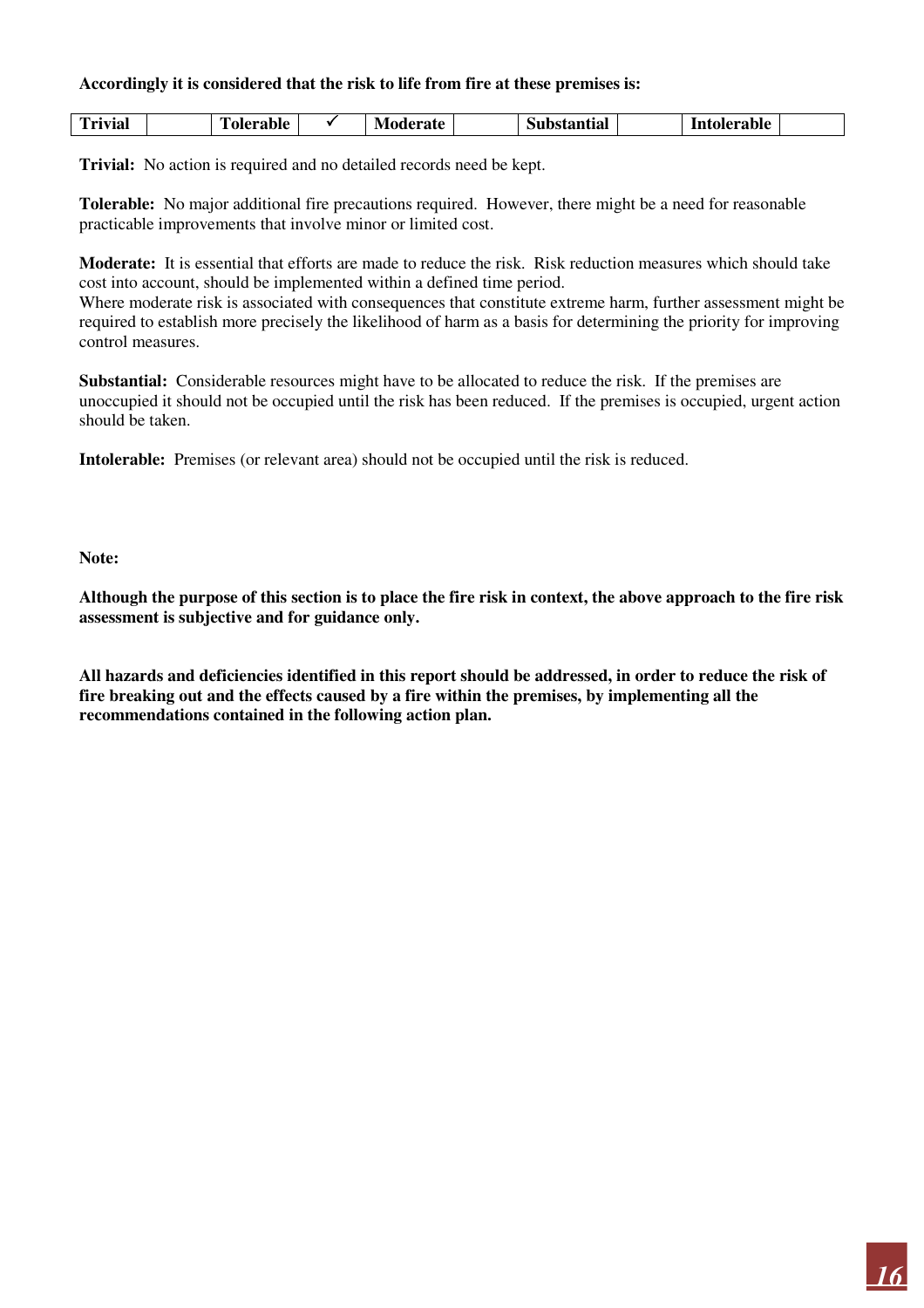**Accordingly it is considered that the risk to life from fire at these premises is:**

| Trivial | | Tolerable | ✓ | Moderate | | Substantial | | Intolerable | |
|---|---|---|---|---|---|---|---|---|---|

**Trivial:** No action is required and no detailed records need be kept.

**Tolerable:** No major additional fire precautions required. However, there might be a need for reasonable practicable improvements that involve minor or limited cost.

**Moderate:** It is essential that efforts are made to reduce the risk. Risk reduction measures which should take cost into account, should be implemented within a defined time period.
Where moderate risk is associated with consequences that constitute extreme harm, further assessment might be required to establish more precisely the likelihood of harm as a basis for determining the priority for improving control measures.

**Substantial:** Considerable resources might have to be allocated to reduce the risk. If the premises are unoccupied it should not be occupied until the risk has been reduced. If the premises is occupied, urgent action should be taken.

**Intolerable:** Premises (or relevant area) should not be occupied until the risk is reduced.

**Note:**

**Although the purpose of this section is to place the fire risk in context, the above approach to the fire risk assessment is subjective and for guidance only.**

**All hazards and deficiencies identified in this report should be addressed, in order to reduce the risk of fire breaking out and the effects caused by a fire within the premises, by implementing all the recommendations contained in the following action plan.**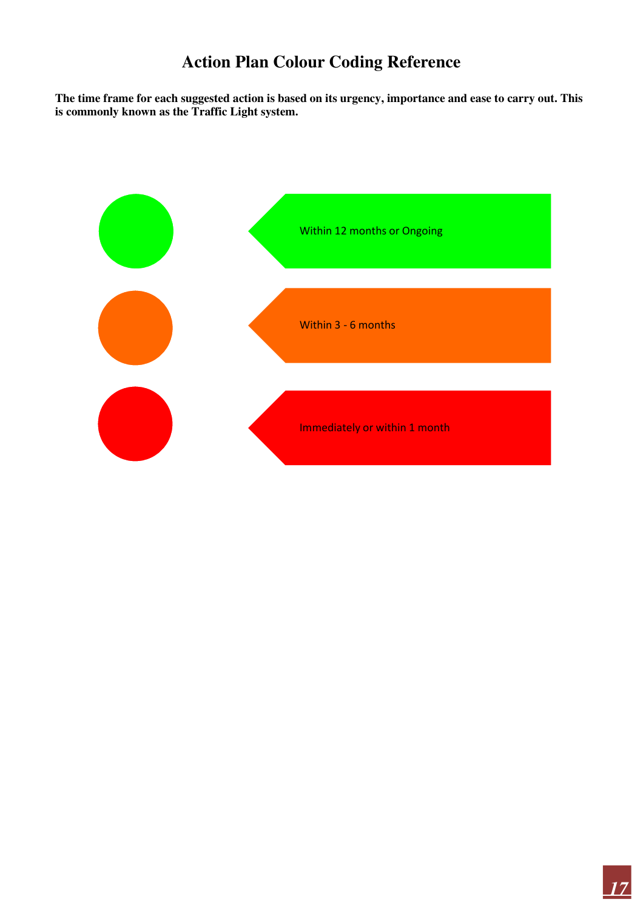# Action Plan Colour Coding Reference

**The time frame for each suggested action is based on its urgency, importance and ease to carry out. This is commonly known as the Traffic Light system.**

Within 12 months or Ongoing

Within 3 - 6 months

Immediately or within 1 month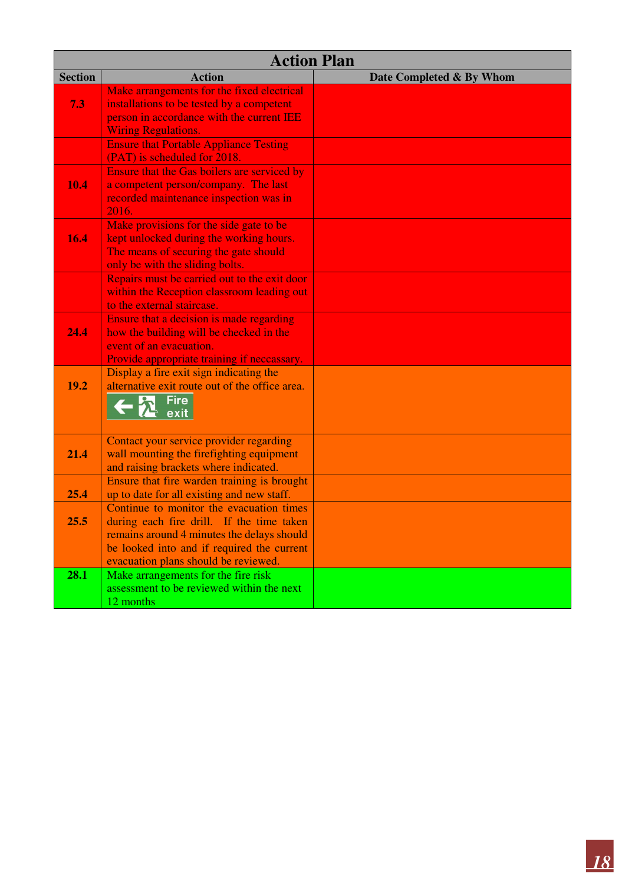| Action Plan | | |
|---|---|---|
| **Section** | **Action** | **Date Completed & By Whom** |
| **7.3** | Make arrangements for the fixed electrical installations to be tested by a competent person in accordance with the current IEE Wiring Regulations. | |
| | Ensure that Portable Appliance Testing (PAT) is scheduled for 2018. | |
| **10.4** | Ensure that the Gas boilers are serviced by a competent person/company. The last recorded maintenance inspection was in 2016. | |
| **16.4** | Make provisions for the side gate to be kept unlocked during the working hours. The means of securing the gate should only be with the sliding bolts. | |
| | Repairs must be carried out to the exit door within the Reception classroom leading out to the external staircase. | |
| **24.4** | Ensure that a decision is made regarding how the building will be checked in the event of an evacuation. Provide appropriate training if neccassary. | |
| **19.2** | Display a fire exit sign indicating the alternative exit route out of the office area. ← Fire exit | |
| **21.4** | Contact your service provider regarding wall mounting the firefighting equipment and raising brackets where indicated. | |
| **25.4** | Ensure that fire warden training is brought up to date for all existing and new staff. | |
| **25.5** | Continue to monitor the evacuation times during each fire drill. If the time taken remains around 4 minutes the delays should be looked into and if required the current evacuation plans should be reviewed. | |
| **28.1** | Make arrangements for the fire risk assessment to be reviewed within the next 12 months | |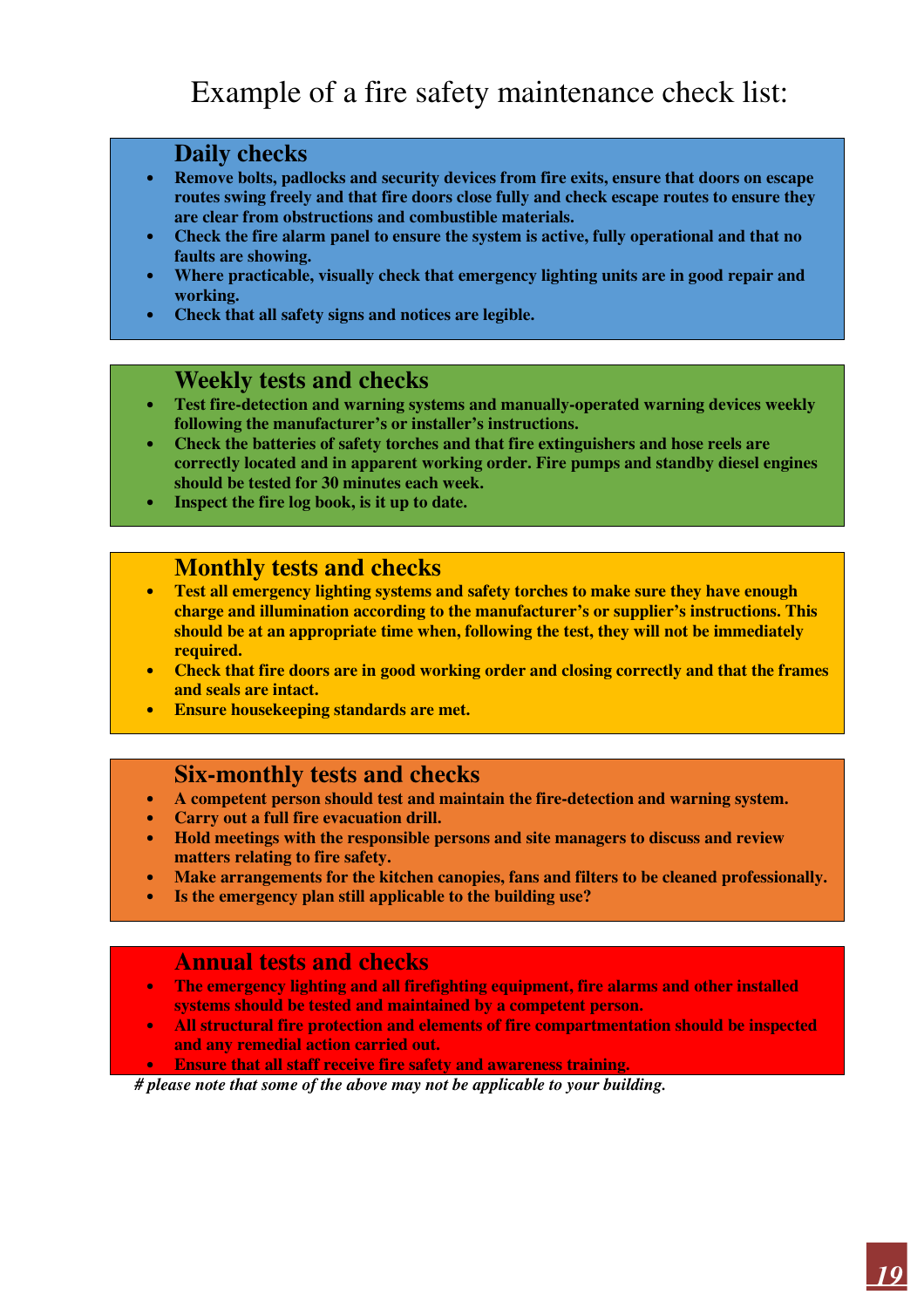# Example of a fire safety maintenance check list:

## Daily checks

- **Remove bolts, padlocks and security devices from fire exits, ensure that doors on escape routes swing freely and that fire doors close fully and check escape routes to ensure they are clear from obstructions and combustible materials.**
- **Check the fire alarm panel to ensure the system is active, fully operational and that no faults are showing.**
- **Where practicable, visually check that emergency lighting units are in good repair and working.**
- **Check that all safety signs and notices are legible.**

## Weekly tests and checks

- **Test fire-detection and warning systems and manually-operated warning devices weekly following the manufacturer's or installer's instructions.**
- **Check the batteries of safety torches and that fire extinguishers and hose reels are correctly located and in apparent working order. Fire pumps and standby diesel engines should be tested for 30 minutes each week.**
- **Inspect the fire log book, is it up to date.**

## Monthly tests and checks

- **Test all emergency lighting systems and safety torches to make sure they have enough charge and illumination according to the manufacturer's or supplier's instructions. This should be at an appropriate time when, following the test, they will not be immediately required.**
- **Check that fire doors are in good working order and closing correctly and that the frames and seals are intact.**
- **Ensure housekeeping standards are met.**

## Six-monthly tests and checks

- **A competent person should test and maintain the fire-detection and warning system.**
- **Carry out a full fire evacuation drill.**
- **Hold meetings with the responsible persons and site managers to discuss and review matters relating to fire safety.**
- **Make arrangements for the kitchen canopies, fans and filters to be cleaned professionally.**
- **Is the emergency plan still applicable to the building use?**

## Annual tests and checks

- **The emergency lighting and all firefighting equipment, fire alarms and other installed systems should be tested and maintained by a competent person.**
- **All structural fire protection and elements of fire compartmentation should be inspected and any remedial action carried out.**
- **Ensure that all staff receive fire safety and awareness training.**

***# please note that some of the above may not be applicable to your building.***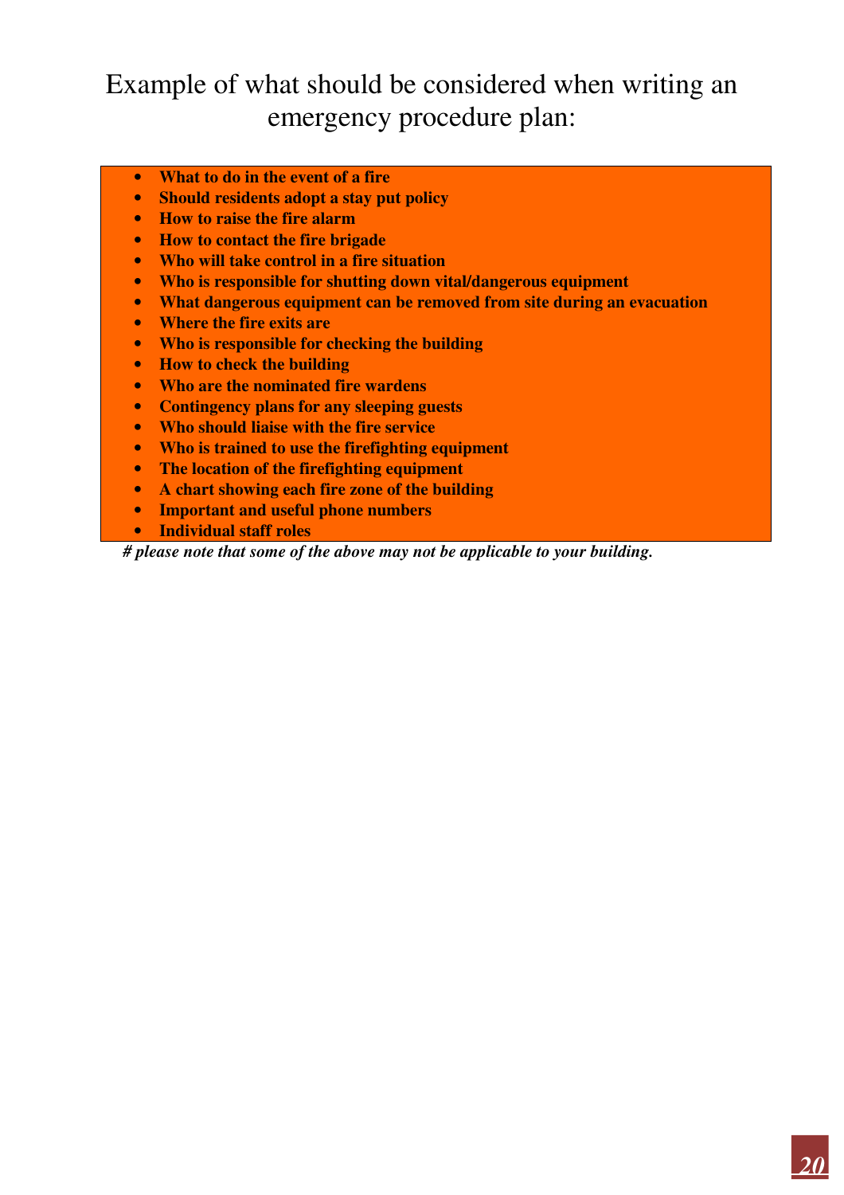# Example of what should be considered when writing an emergency procedure plan:

- **What to do in the event of a fire**
- **Should residents adopt a stay put policy**
- **How to raise the fire alarm**
- **How to contact the fire brigade**
- **Who will take control in a fire situation**
- **Who is responsible for shutting down vital/dangerous equipment**
- **What dangerous equipment can be removed from site during an evacuation**
- **Where the fire exits are**
- **Who is responsible for checking the building**
- **How to check the building**
- **Who are the nominated fire wardens**
- **Contingency plans for any sleeping guests**
- **Who should liaise with the fire service**
- **Who is trained to use the firefighting equipment**
- **The location of the firefighting equipment**
- **A chart showing each fire zone of the building**
- **Important and useful phone numbers**
- **Individual staff roles**

***# please note that some of the above may not be applicable to your building.***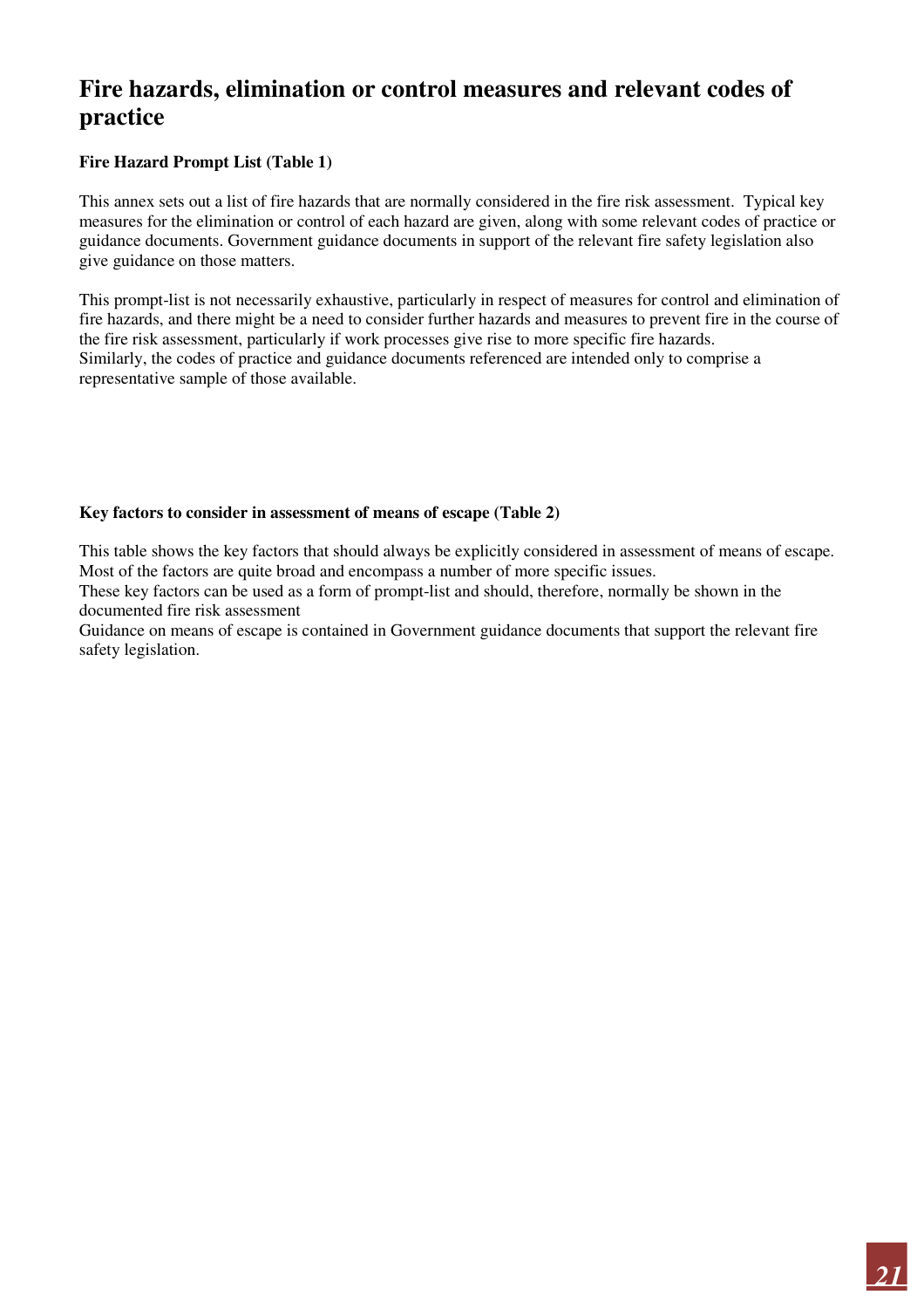## Fire hazards, elimination or control measures and relevant codes of practice

**Fire Hazard Prompt List (Table 1)**

This annex sets out a list of fire hazards that are normally considered in the fire risk assessment. Typical key measures for the elimination or control of each hazard are given, along with some relevant codes of practice or guidance documents. Government guidance documents in support of the relevant fire safety legislation also give guidance on those matters.

This prompt-list is not necessarily exhaustive, particularly in respect of measures for control and elimination of fire hazards, and there might be a need to consider further hazards and measures to prevent fire in the course of the fire risk assessment, particularly if work processes give rise to more specific fire hazards.
Similarly, the codes of practice and guidance documents referenced are intended only to comprise a representative sample of those available.

**Key factors to consider in assessment of means of escape (Table 2)**

This table shows the key factors that should always be explicitly considered in assessment of means of escape. Most of the factors are quite broad and encompass a number of more specific issues.
These key factors can be used as a form of prompt-list and should, therefore, normally be shown in the documented fire risk assessment
Guidance on means of escape is contained in Government guidance documents that support the relevant fire safety legislation.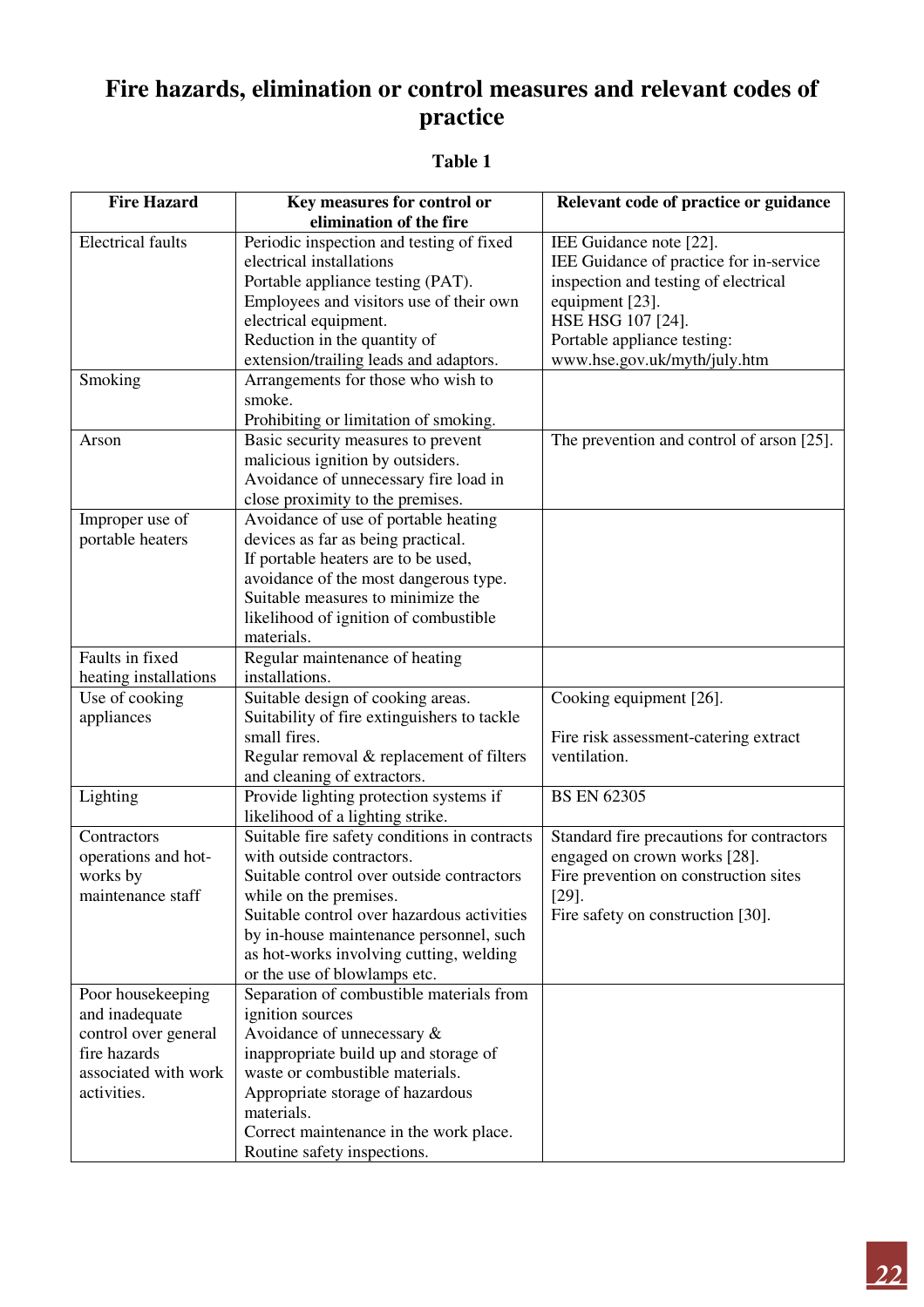# Fire hazards, elimination or control measures and relevant codes of practice

**Table 1**

| Fire Hazard | Key measures for control or elimination of the fire | Relevant code of practice or guidance |
|---|---|---|
| Electrical faults | Periodic inspection and testing of fixed electrical installations<br>Portable appliance testing (PAT).<br>Employees and visitors use of their own electrical equipment.<br>Reduction in the quantity of extension/trailing leads and adaptors. | IEE Guidance note [22].<br>IEE Guidance of practice for in-service inspection and testing of electrical equipment [23].<br>HSE HSG 107 [24].<br>Portable appliance testing: www.hse.gov.uk/myth/july.htm |
| Smoking | Arrangements for those who wish to smoke.<br>Prohibiting or limitation of smoking. | |
| Arson | Basic security measures to prevent malicious ignition by outsiders.<br>Avoidance of unnecessary fire load in close proximity to the premises. | The prevention and control of arson [25]. |
| Improper use of portable heaters | Avoidance of use of portable heating devices as far as being practical.<br>If portable heaters are to be used, avoidance of the most dangerous type.<br>Suitable measures to minimize the likelihood of ignition of combustible materials. | |
| Faults in fixed heating installations | Regular maintenance of heating installations. | |
| Use of cooking appliances | Suitable design of cooking areas.<br>Suitability of fire extinguishers to tackle small fires.<br>Regular removal & replacement of filters and cleaning of extractors. | Cooking equipment [26].<br><br>Fire risk assessment-catering extract ventilation. |
| Lighting | Provide lighting protection systems if likelihood of a lighting strike. | BS EN 62305 |
| Contractors operations and hot-works by maintenance staff | Suitable fire safety conditions in contracts with outside contractors.<br>Suitable control over outside contractors while on the premises.<br>Suitable control over hazardous activities by in-house maintenance personnel, such as hot-works involving cutting, welding or the use of blowlamps etc. | Standard fire precautions for contractors engaged on crown works [28].<br>Fire prevention on construction sites [29].<br>Fire safety on construction [30]. |
| Poor housekeeping and inadequate control over general fire hazards associated with work activities. | Separation of combustible materials from ignition sources<br>Avoidance of unnecessary & inappropriate build up and storage of waste or combustible materials.<br>Appropriate storage of hazardous materials.<br>Correct maintenance in the work place.<br>Routine safety inspections. | |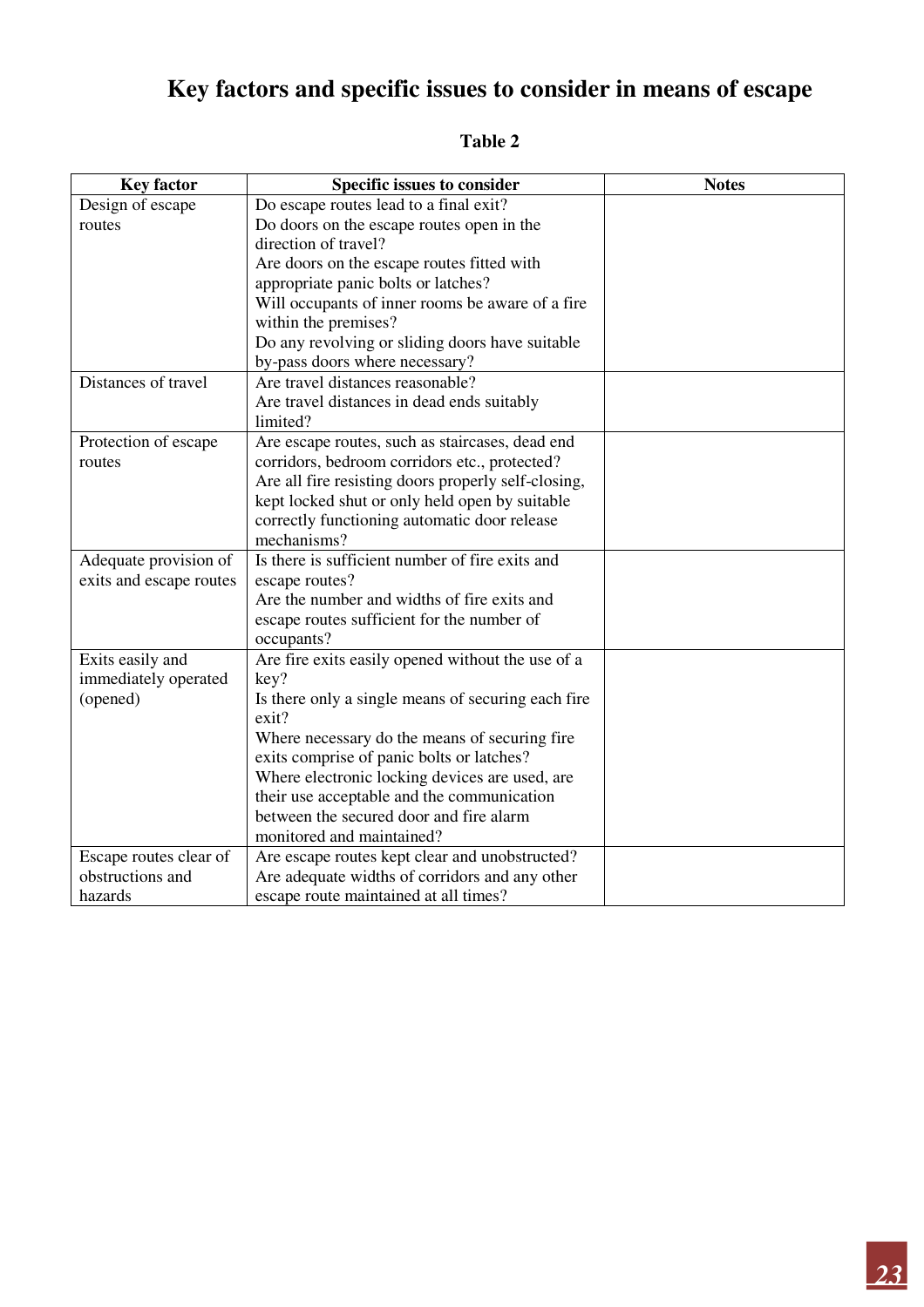# Key factors and specific issues to consider in means of escape

**Table 2**

| Key factor | Specific issues to consider | Notes |
|---|---|---|
| Design of escape routes | Do escape routes lead to a final exit?<br>Do doors on the escape routes open in the direction of travel?<br>Are doors on the escape routes fitted with appropriate panic bolts or latches?<br>Will occupants of inner rooms be aware of a fire within the premises?<br>Do any revolving or sliding doors have suitable by-pass doors where necessary? | |
| Distances of travel | Are travel distances reasonable?<br>Are travel distances in dead ends suitably limited? | |
| Protection of escape routes | Are escape routes, such as staircases, dead end corridors, bedroom corridors etc., protected?<br>Are all fire resisting doors properly self-closing, kept locked shut or only held open by suitable correctly functioning automatic door release mechanisms? | |
| Adequate provision of exits and escape routes | Is there is sufficient number of fire exits and escape routes?<br>Are the number and widths of fire exits and escape routes sufficient for the number of occupants? | |
| Exits easily and immediately operated (opened) | Are fire exits easily opened without the use of a key?<br>Is there only a single means of securing each fire exit?<br>Where necessary do the means of securing fire exits comprise of panic bolts or latches?<br>Where electronic locking devices are used, are their use acceptable and the communication between the secured door and fire alarm monitored and maintained? | |
| Escape routes clear of obstructions and hazards | Are escape routes kept clear and unobstructed?<br>Are adequate widths of corridors and any other escape route maintained at all times? | |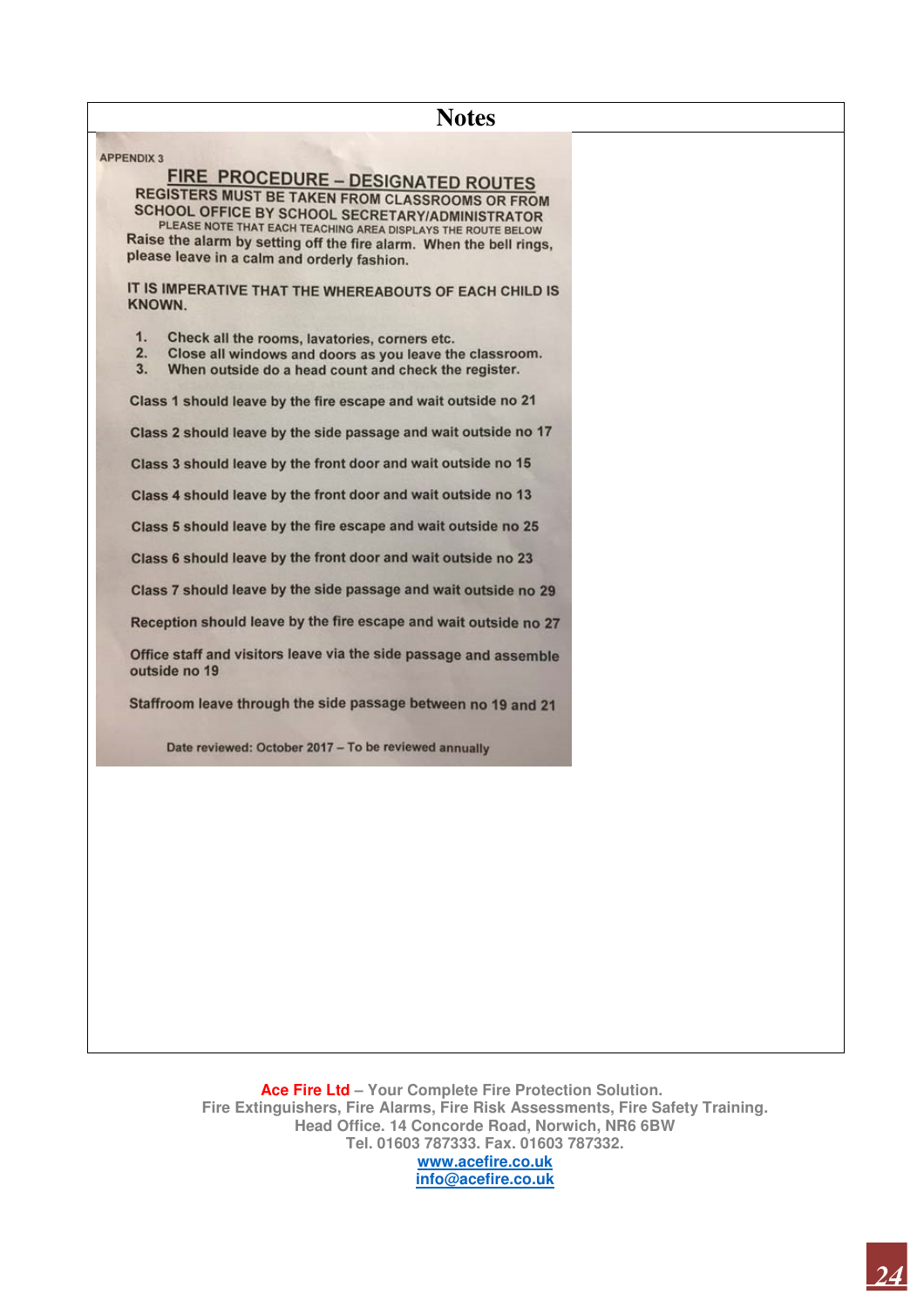# Notes

APPENDIX 3

## FIRE PROCEDURE – DESIGNATED ROUTES

**REGISTERS MUST BE TAKEN FROM CLASSROOMS OR FROM SCHOOL OFFICE BY SCHOOL SECRETARY/ADMINISTRATOR**

PLEASE NOTE THAT EACH TEACHING AREA DISPLAYS THE ROUTE BELOW

Raise the alarm by setting off the fire alarm. When the bell rings, please leave in a calm and orderly fashion.

IT IS IMPERATIVE THAT THE WHEREABOUTS OF EACH CHILD IS KNOWN.

1. Check all the rooms, lavatories, corners etc.
2. Close all windows and doors as you leave the classroom.
3. When outside do a head count and check the register.

Class 1 should leave by the fire escape and wait outside no 21

Class 2 should leave by the side passage and wait outside no 17

Class 3 should leave by the front door and wait outside no 15

Class 4 should leave by the front door and wait outside no 13

Class 5 should leave by the fire escape and wait outside no 25

Class 6 should leave by the front door and wait outside no 23

Class 7 should leave by the side passage and wait outside no 29

Reception should leave by the fire escape and wait outside no 27

Office staff and visitors leave via the side passage and assemble outside no 19

Staffroom leave through the side passage between no 19 and 21

Date reviewed: October 2017 – To be reviewed annually

**Ace Fire Ltd** – Your Complete Fire Protection Solution.
Fire Extinguishers, Fire Alarms, Fire Risk Assessments, Fire Safety Training.
Head Office. 14 Concorde Road, Norwich, NR6 6BW
Tel. 01603 787333. Fax. 01603 787332.
www.acefire.co.uk
info@acefire.co.uk